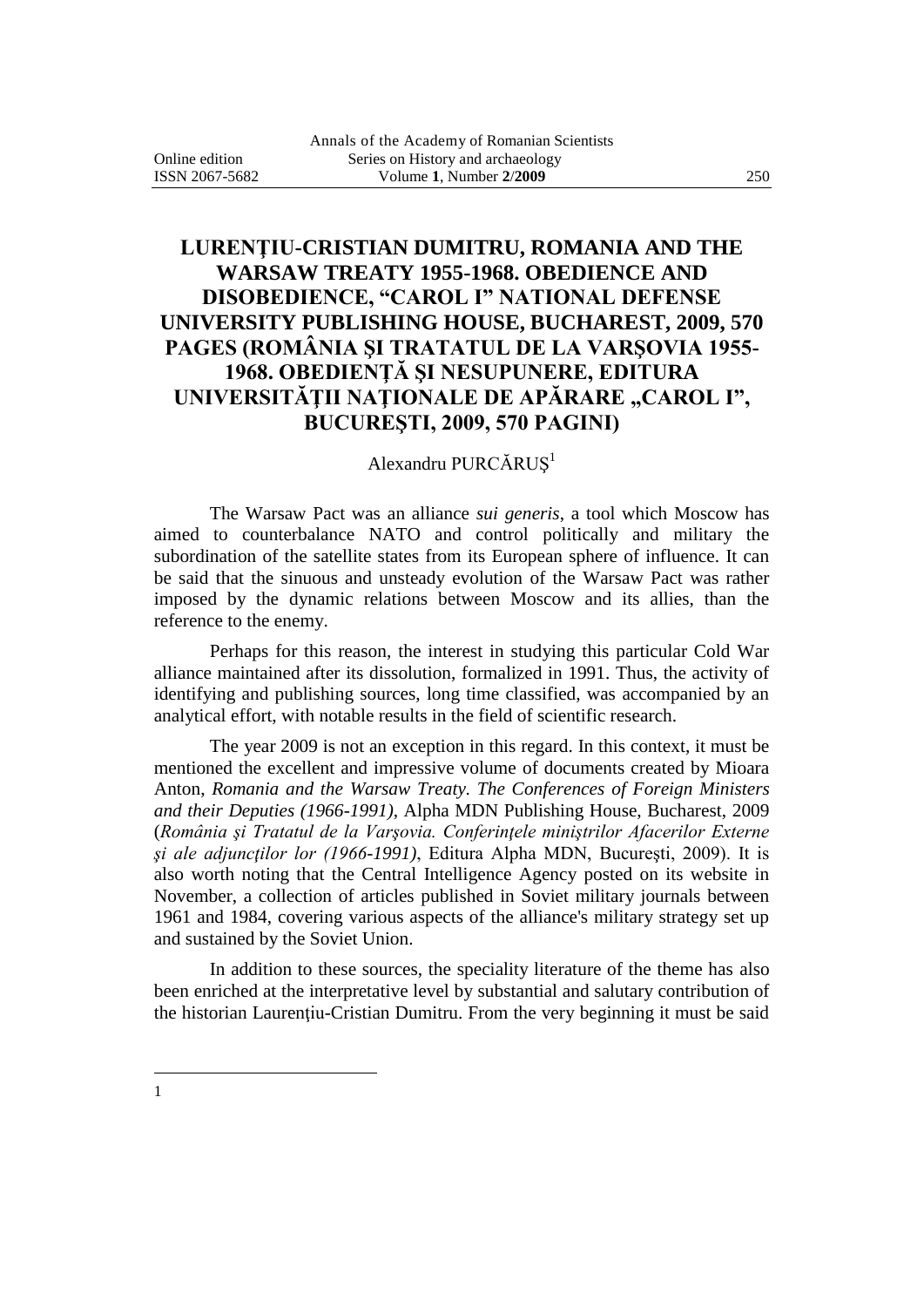# LURENȚIU-CRISTIAN DUMITRU, ROMANIA AND THE WARSAW TREATY 1955-1968. OBEDIENCE AND DISOBEDIENCE, "CAROL I" NATIONAL DEFENSE UNIVERSITY PUBLISHING HOUSE, BUCHAREST, 2009, 570 PAGES (ROMÂNIA ŞI TRATATUL DE LA VARŞOVIA 1955-1968. OBEDIENŢĂ ŞI NESUPUNERE, EDITURA UNIVERSITĂŢII NAŢIONALE DE APĂRARE „CAROL I", BUCUREŞTI, 2009, 570 PAGINI)

Alexandru PURCĂRUŞ[1]

The Warsaw Pact was an alliance *sui generis*, a tool which Moscow has aimed to counterbalance NATO and control politically and military the subordination of the satellite states from its European sphere of influence. It can be said that the sinuous and unsteady evolution of the Warsaw Pact was rather imposed by the dynamic relations between Moscow and its allies, than the reference to the enemy.

Perhaps for this reason, the interest in studying this particular Cold War alliance maintained after its dissolution, formalized in 1991. Thus, the activity of identifying and publishing sources, long time classified, was accompanied by an analytical effort, with notable results in the field of scientific research.

The year 2009 is not an exception in this regard. In this context, it must be mentioned the excellent and impressive volume of documents created by Mioara Anton, *Romania and the Warsaw Treaty. The Conferences of Foreign Ministers and their Deputies (1966-1991)*, Alpha MDN Publishing House, Bucharest, 2009 (*România şi Tratatul de la Varşovia. Conferinţele miniştrilor Afacerilor Externe şi ale adjuncţilor lor (1966-1991)*, Editura Alpha MDN, Bucureşti, 2009). It is also worth noting that the Central Intelligence Agency posted on its website in November, a collection of articles published in Soviet military journals between 1961 and 1984, covering various aspects of the alliance's military strategy set up and sustained by the Soviet Union.

In addition to these sources, the speciality literature of the theme has also been enriched at the interpretative level by substantial and salutary contribution of the historian Laurenţiu-Cristian Dumitru. From the very beginning it must be said

---

1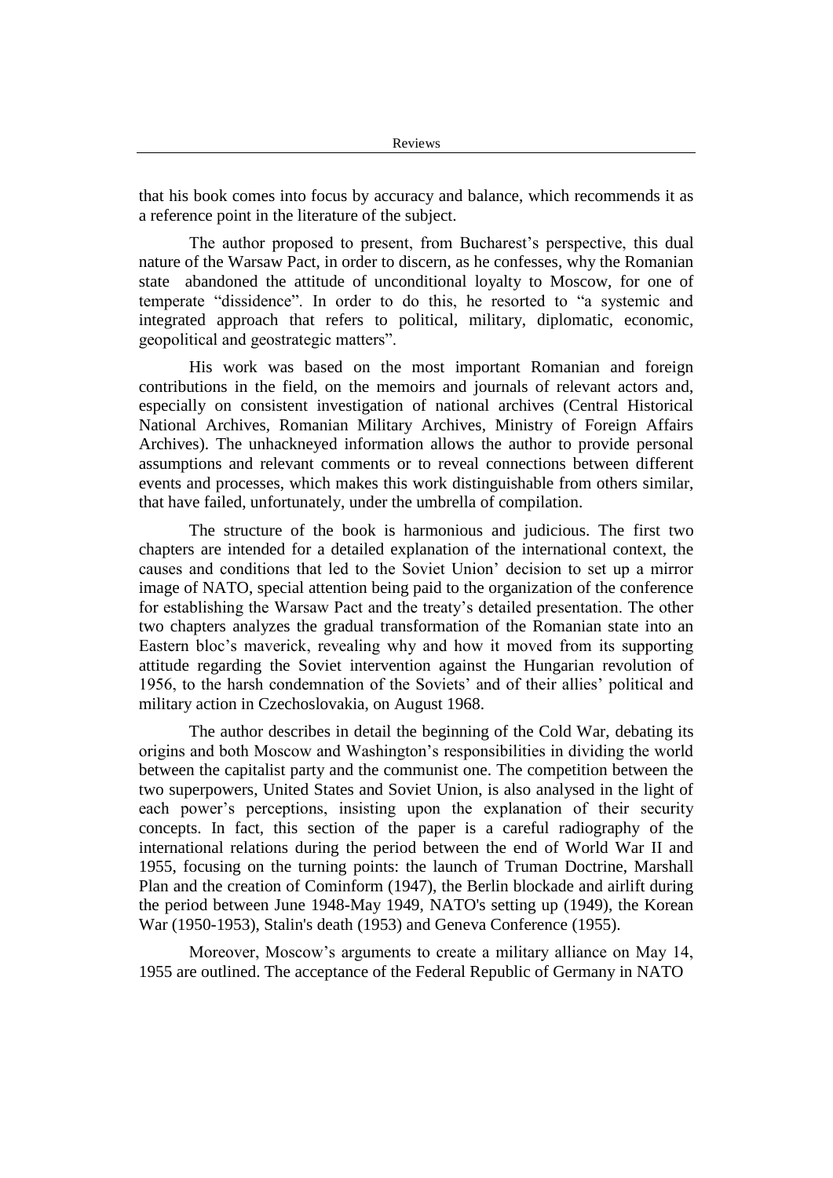that his book comes into focus by accuracy and balance, which recommends it as a reference point in the literature of the subject.

The author proposed to present, from Bucharest's perspective, this dual nature of the Warsaw Pact, in order to discern, as he confesses, why the Romanian state abandoned the attitude of unconditional loyalty to Moscow, for one of temperate "dissidence". In order to do this, he resorted to "a systemic and integrated approach that refers to political, military, diplomatic, economic, geopolitical and geostrategic matters".

His work was based on the most important Romanian and foreign contributions in the field, on the memoirs and journals of relevant actors and, especially on consistent investigation of national archives (Central Historical National Archives, Romanian Military Archives, Ministry of Foreign Affairs Archives). The unhackneyed information allows the author to provide personal assumptions and relevant comments or to reveal connections between different events and processes, which makes this work distinguishable from others similar, that have failed, unfortunately, under the umbrella of compilation.

The structure of the book is harmonious and judicious. The first two chapters are intended for a detailed explanation of the international context, the causes and conditions that led to the Soviet Union' decision to set up a mirror image of NATO, special attention being paid to the organization of the conference for establishing the Warsaw Pact and the treaty's detailed presentation. The other two chapters analyzes the gradual transformation of the Romanian state into an Eastern bloc's maverick, revealing why and how it moved from its supporting attitude regarding the Soviet intervention against the Hungarian revolution of 1956, to the harsh condemnation of the Soviets' and of their allies' political and military action in Czechoslovakia, on August 1968.

The author describes in detail the beginning of the Cold War, debating its origins and both Moscow and Washington's responsibilities in dividing the world between the capitalist party and the communist one. The competition between the two superpowers, United States and Soviet Union, is also analysed in the light of each power's perceptions, insisting upon the explanation of their security concepts. In fact, this section of the paper is a careful radiography of the international relations during the period between the end of World War II and 1955, focusing on the turning points: the launch of Truman Doctrine, Marshall Plan and the creation of Cominform (1947), the Berlin blockade and airlift during the period between June 1948-May 1949, NATO's setting up (1949), the Korean War (1950-1953), Stalin's death (1953) and Geneva Conference (1955).

Moreover, Moscow's arguments to create a military alliance on May 14, 1955 are outlined. The acceptance of the Federal Republic of Germany in NATO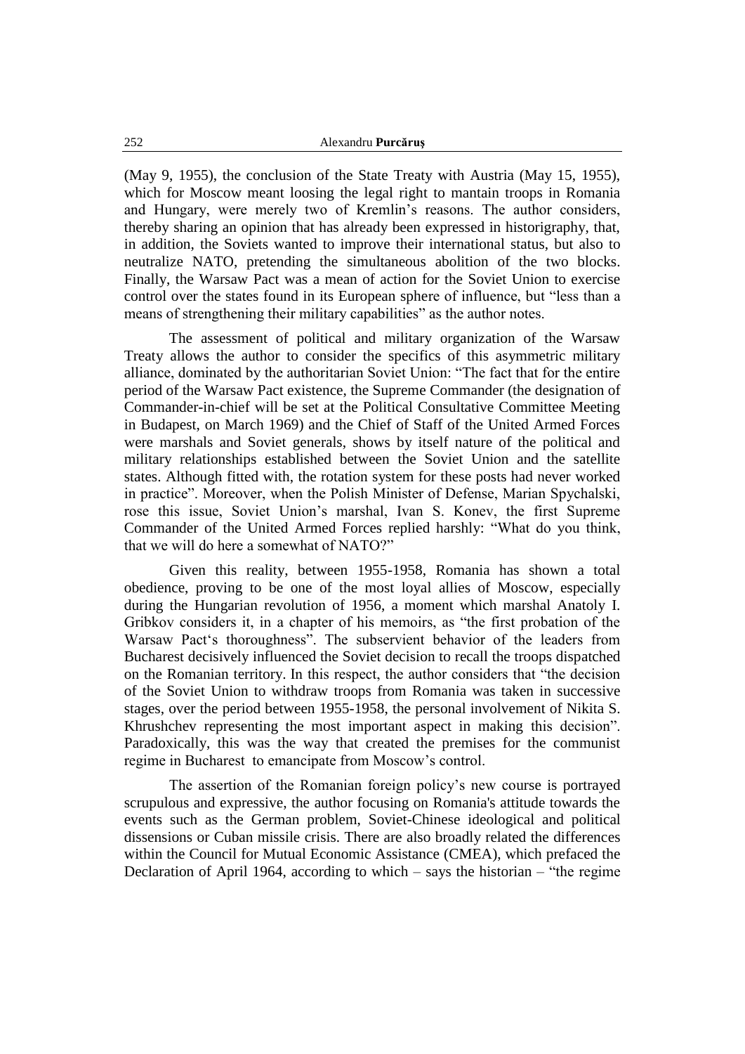(May 9, 1955), the conclusion of the State Treaty with Austria (May 15, 1955), which for Moscow meant loosing the legal right to mantain troops in Romania and Hungary, were merely two of Kremlin's reasons. The author considers, thereby sharing an opinion that has already been expressed in historigraphy, that, in addition, the Soviets wanted to improve their international status, but also to neutralize NATO, pretending the simultaneous abolition of the two blocks. Finally, the Warsaw Pact was a mean of action for the Soviet Union to exercise control over the states found in its European sphere of influence, but "less than a means of strengthening their military capabilities" as the author notes.

The assessment of political and military organization of the Warsaw Treaty allows the author to consider the specifics of this asymmetric military alliance, dominated by the authoritarian Soviet Union: "The fact that for the entire period of the Warsaw Pact existence, the Supreme Commander (the designation of Commander-in-chief will be set at the Political Consultative Committee Meeting in Budapest, on March 1969) and the Chief of Staff of the United Armed Forces were marshals and Soviet generals, shows by itself nature of the political and military relationships established between the Soviet Union and the satellite states. Although fitted with, the rotation system for these posts had never worked in practice". Moreover, when the Polish Minister of Defense, Marian Spychalski, rose this issue, Soviet Union's marshal, Ivan S. Konev, the first Supreme Commander of the United Armed Forces replied harshly: "What do you think, that we will do here a somewhat of NATO?"

Given this reality, between 1955-1958, Romania has shown a total obedience, proving to be one of the most loyal allies of Moscow, especially during the Hungarian revolution of 1956, a moment which marshal Anatoly I. Gribkov considers it, in a chapter of his memoirs, as "the first probation of the Warsaw Pact's thoroughness". The subservient behavior of the leaders from Bucharest decisively influenced the Soviet decision to recall the troops dispatched on the Romanian territory. In this respect, the author considers that "the decision of the Soviet Union to withdraw troops from Romania was taken in successive stages, over the period between 1955-1958, the personal involvement of Nikita S. Khrushchev representing the most important aspect in making this decision". Paradoxically, this was the way that created the premises for the communist regime in Bucharest to emancipate from Moscow's control.

The assertion of the Romanian foreign policy's new course is portrayed scrupulous and expressive, the author focusing on Romania's attitude towards the events such as the German problem, Soviet-Chinese ideological and political dissensions or Cuban missile crisis. There are also broadly related the differences within the Council for Mutual Economic Assistance (CMEA), which prefaced the Declaration of April 1964, according to which – says the historian – "the regime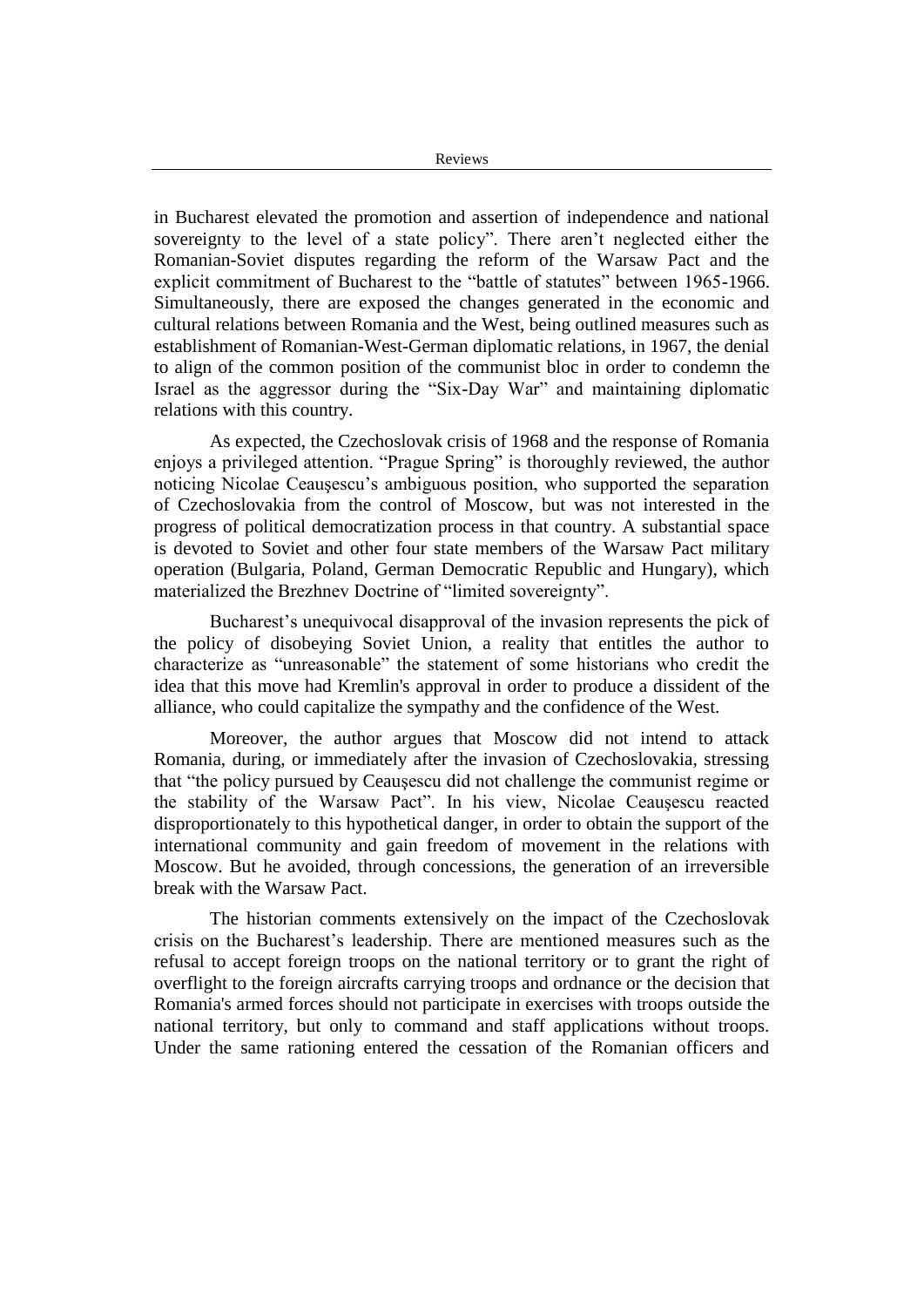in Bucharest elevated the promotion and assertion of independence and national sovereignty to the level of a state policy". There aren't neglected either the Romanian-Soviet disputes regarding the reform of the Warsaw Pact and the explicit commitment of Bucharest to the "battle of statutes" between 1965-1966. Simultaneously, there are exposed the changes generated in the economic and cultural relations between Romania and the West, being outlined measures such as establishment of Romanian-West-German diplomatic relations, in 1967, the denial to align of the common position of the communist bloc in order to condemn the Israel as the aggressor during the "Six-Day War" and maintaining diplomatic relations with this country.

As expected, the Czechoslovak crisis of 1968 and the response of Romania enjoys a privileged attention. "Prague Spring" is thoroughly reviewed, the author noticing Nicolae Ceauşescu's ambiguous position, who supported the separation of Czechoslovakia from the control of Moscow, but was not interested in the progress of political democratization process in that country. A substantial space is devoted to Soviet and other four state members of the Warsaw Pact military operation (Bulgaria, Poland, German Democratic Republic and Hungary), which materialized the Brezhnev Doctrine of "limited sovereignty".

Bucharest's unequivocal disapproval of the invasion represents the pick of the policy of disobeying Soviet Union, a reality that entitles the author to characterize as "unreasonable" the statement of some historians who credit the idea that this move had Kremlin's approval in order to produce a dissident of the alliance, who could capitalize the sympathy and the confidence of the West.

Moreover, the author argues that Moscow did not intend to attack Romania, during, or immediately after the invasion of Czechoslovakia, stressing that "the policy pursued by Ceauşescu did not challenge the communist regime or the stability of the Warsaw Pact". In his view, Nicolae Ceauşescu reacted disproportionately to this hypothetical danger, in order to obtain the support of the international community and gain freedom of movement in the relations with Moscow. But he avoided, through concessions, the generation of an irreversible break with the Warsaw Pact.

The historian comments extensively on the impact of the Czechoslovak crisis on the Bucharest's leadership. There are mentioned measures such as the refusal to accept foreign troops on the national territory or to grant the right of overflight to the foreign aircrafts carrying troops and ordnance or the decision that Romania's armed forces should not participate in exercises with troops outside the national territory, but only to command and staff applications without troops. Under the same rationing entered the cessation of the Romanian officers and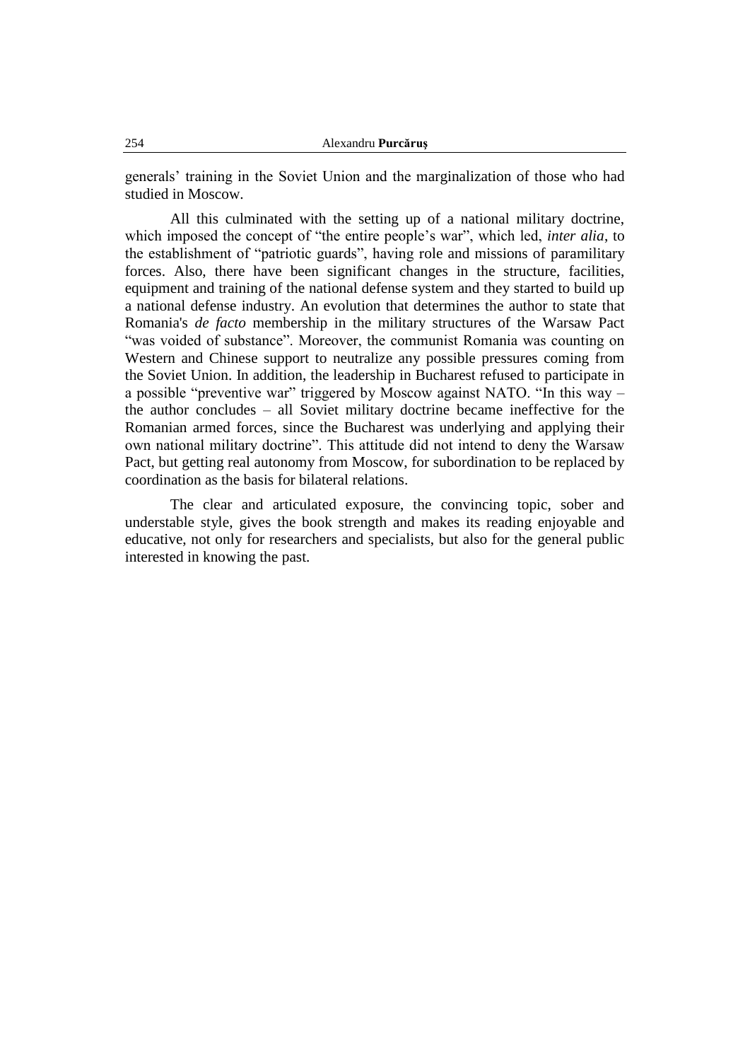generals' training in the Soviet Union and the marginalization of those who had studied in Moscow.

All this culminated with the setting up of a national military doctrine, which imposed the concept of "the entire people's war", which led, *inter alia*, to the establishment of "patriotic guards", having role and missions of paramilitary forces. Also, there have been significant changes in the structure, facilities, equipment and training of the national defense system and they started to build up a national defense industry. An evolution that determines the author to state that Romania's *de facto* membership in the military structures of the Warsaw Pact "was voided of substance". Moreover, the communist Romania was counting on Western and Chinese support to neutralize any possible pressures coming from the Soviet Union. In addition, the leadership in Bucharest refused to participate in a possible "preventive war" triggered by Moscow against NATO. "In this way – the author concludes – all Soviet military doctrine became ineffective for the Romanian armed forces, since the Bucharest was underlying and applying their own national military doctrine". This attitude did not intend to deny the Warsaw Pact, but getting real autonomy from Moscow, for subordination to be replaced by coordination as the basis for bilateral relations.

The clear and articulated exposure, the convincing topic, sober and understable style, gives the book strength and makes its reading enjoyable and educative, not only for researchers and specialists, but also for the general public interested in knowing the past.